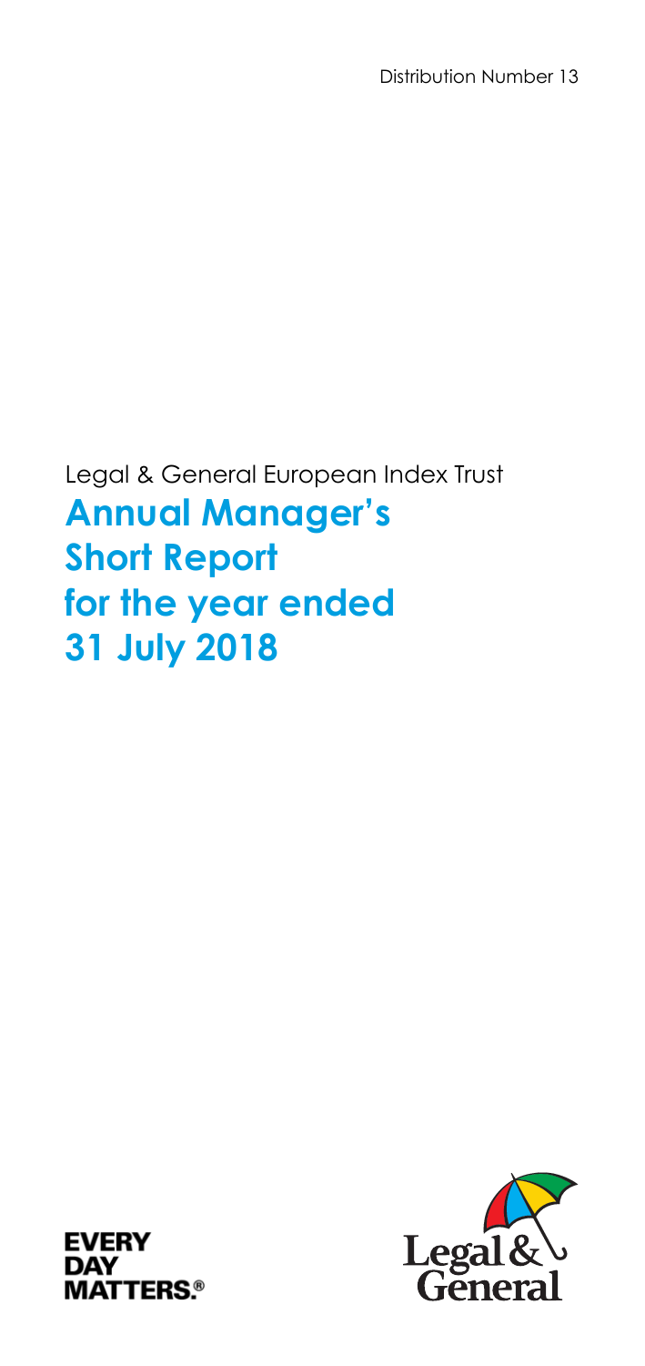Distribution Number 13

Legal & General European Index Trust

# Annual Manager's Short Report for the year ended 31 July 2018

EVERY DAY MATTERS.®

Legal & General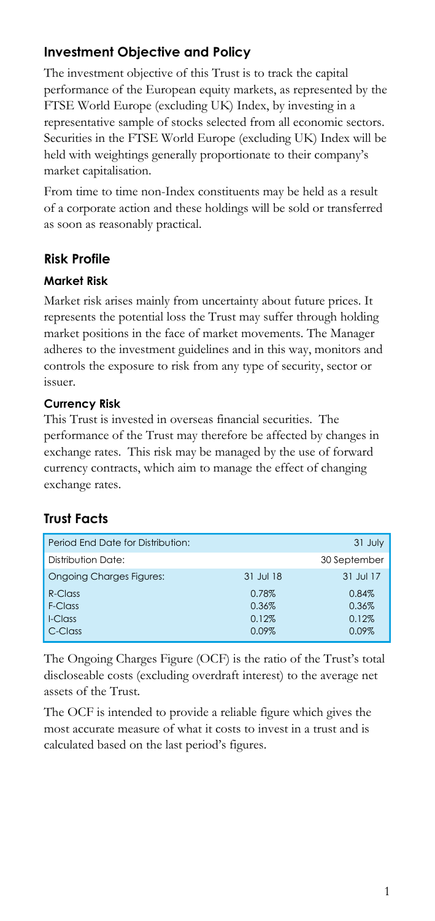## Investment Objective and Policy

The investment objective of this Trust is to track the capital performance of the European equity markets, as represented by the FTSE World Europe (excluding UK) Index, by investing in a representative sample of stocks selected from all economic sectors. Securities in the FTSE World Europe (excluding UK) Index will be held with weightings generally proportionate to their company's market capitalisation.

From time to time non-Index constituents may be held as a result of a corporate action and these holdings will be sold or transferred as soon as reasonably practical.

## Risk Profile

### Market Risk

Market risk arises mainly from uncertainty about future prices. It represents the potential loss the Trust may suffer through holding market positions in the face of market movements. The Manager adheres to the investment guidelines and in this way, monitors and controls the exposure to risk from any type of security, sector or issuer.

### Currency Risk

This Trust is invested in overseas financial securities. The performance of the Trust may therefore be affected by changes in exchange rates. This risk may be managed by the use of forward currency contracts, which aim to manage the effect of changing exchange rates.

## Trust Facts

| Period End Date for Distribution: | | 31 July |
|---|---|---|
| Distribution Date: | | 30 September |
| Ongoing Charges Figures: | 31 Jul 18 | 31 Jul 17 |
| R-Class | 0.78% | 0.84% |
| F-Class | 0.36% | 0.36% |
| I-Class | 0.12% | 0.12% |
| C-Class | 0.09% | 0.09% |

The Ongoing Charges Figure (OCF) is the ratio of the Trust's total discloseable costs (excluding overdraft interest) to the average net assets of the Trust.

The OCF is intended to provide a reliable figure which gives the most accurate measure of what it costs to invest in a trust and is calculated based on the last period's figures.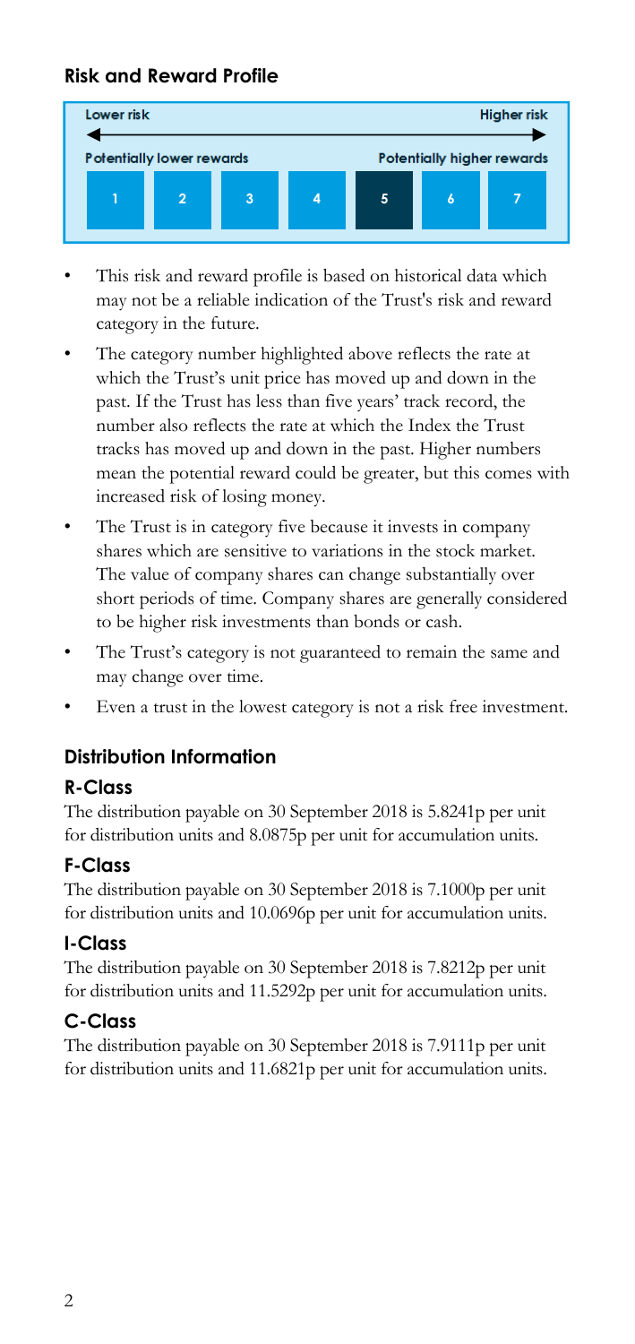## Risk and Reward Profile

| Lower risk | | | | | | Higher risk |
|---|---|---|---|---|---|---|
| Potentially lower rewards | | | | | | Potentially higher rewards |
| 1 | 2 | 3 | 4 | **5** | 6 | 7 |

- This risk and reward profile is based on historical data which may not be a reliable indication of the Trust's risk and reward category in the future.
- The category number highlighted above reflects the rate at which the Trust's unit price has moved up and down in the past. If the Trust has less than five years' track record, the number also reflects the rate at which the Index the Trust tracks has moved up and down in the past. Higher numbers mean the potential reward could be greater, but this comes with increased risk of losing money.
- The Trust is in category five because it invests in company shares which are sensitive to variations in the stock market. The value of company shares can change substantially over short periods of time. Company shares are generally considered to be higher risk investments than bonds or cash.
- The Trust's category is not guaranteed to remain the same and may change over time.
- Even a trust in the lowest category is not a risk free investment.

## Distribution Information

### R-Class

The distribution payable on 30 September 2018 is 5.8241p per unit for distribution units and 8.0875p per unit for accumulation units.

### F-Class

The distribution payable on 30 September 2018 is 7.1000p per unit for distribution units and 10.0696p per unit for accumulation units.

### I-Class

The distribution payable on 30 September 2018 is 7.8212p per unit for distribution units and 11.5292p per unit for accumulation units.

### C-Class

The distribution payable on 30 September 2018 is 7.9111p per unit for distribution units and 11.6821p per unit for accumulation units.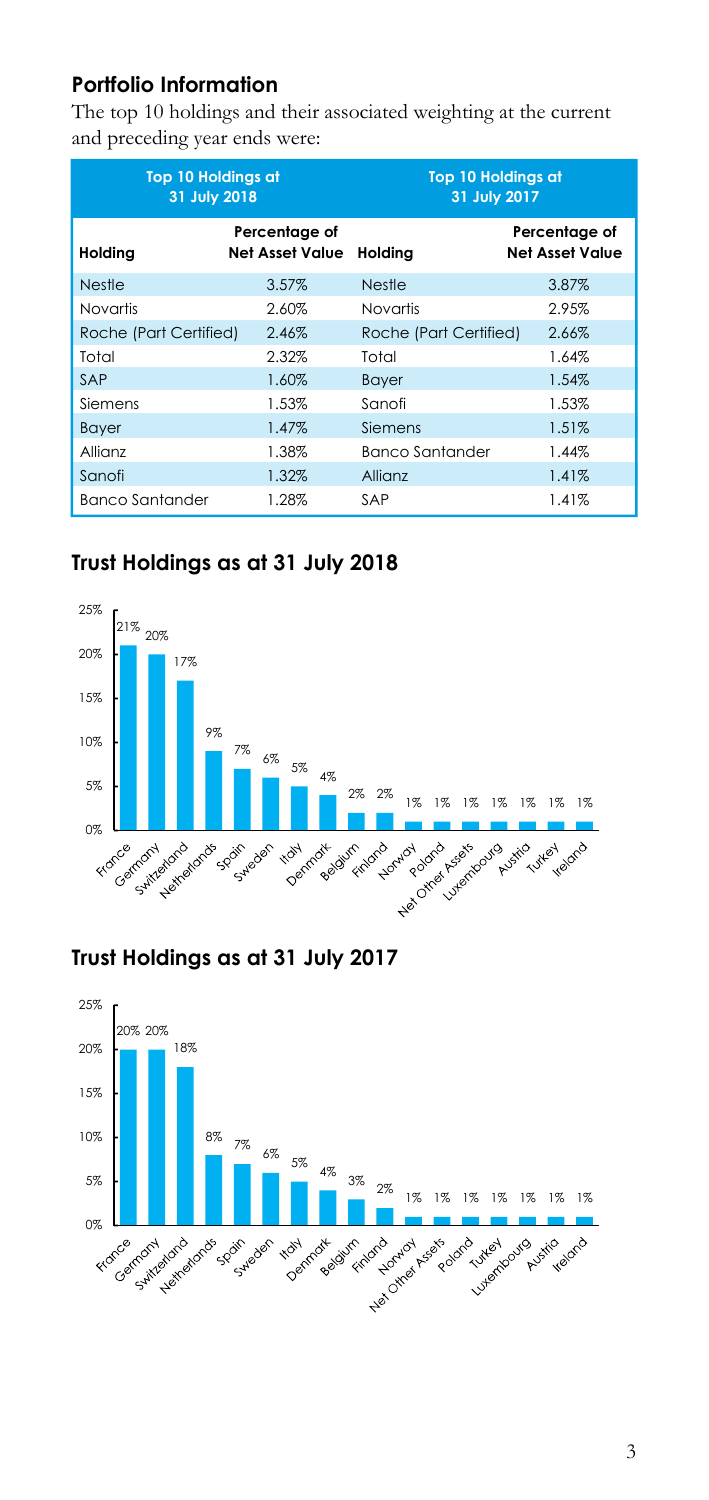## Portfolio Information

The top 10 holdings and their associated weighting at the current and preceding year ends were:

| Top 10 Holdings at 31 July 2018 | | Top 10 Holdings at 31 July 2017 | |
|---|---|---|---|
| **Holding** | **Percentage of Net Asset Value** | **Holding** | **Percentage of Net Asset Value** |
| Nestle | 3.57% | Nestle | 3.87% |
| Novartis | 2.60% | Novartis | 2.95% |
| Roche (Part Certified) | 2.46% | Roche (Part Certified) | 2.66% |
| Total | 2.32% | Total | 1.64% |
| SAP | 1.60% | Bayer | 1.54% |
| Siemens | 1.53% | Sanofi | 1.53% |
| Bayer | 1.47% | Siemens | 1.51% |
| Allianz | 1.38% | Banco Santander | 1.44% |
| Sanofi | 1.32% | Allianz | 1.41% |
| Banco Santander | 1.28% | SAP | 1.41% |

## Trust Holdings as at 31 July 2018

| Country | % |
|---|---|
| France | 21% |
| Germany | 20% |
| Switzerland | 17% |
| Netherlands | 9% |
| Spain | 7% |
| Sweden | 6% |
| Italy | 5% |
| Denmark | 4% |
| Belgium | 2% |
| Finland | 2% |
| Norway | 1% |
| Poland | 1% |
| Net Other Assets | 1% |
| Luxembourg | 1% |
| Austria | 1% |
| Turkey | 1% |
| Ireland | 1% |

## Trust Holdings as at 31 July 2017

| Country | % |
|---|---|
| France | 20% |
| Germany | 20% |
| Switzerland | 18% |
| Netherlands | 8% |
| Spain | 7% |
| Sweden | 6% |
| Italy | 5% |
| Denmark | 4% |
| Belgium | 3% |
| Finland | 2% |
| Norway | 1% |
| Net Other Assets | 1% |
| Poland | 1% |
| Turkey | 1% |
| Luxembourg | 1% |
| Austria | 1% |
| Ireland | 1% |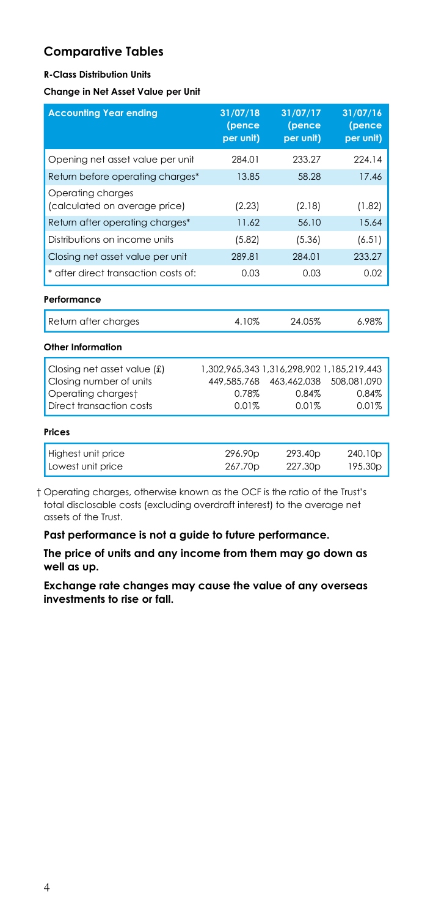## Comparative Tables

**R-Class Distribution Units**

**Change in Net Asset Value per Unit**

| Accounting Year ending | 31/07/18 (pence per unit) | 31/07/17 (pence per unit) | 31/07/16 (pence per unit) |
|---|---|---|---|
| Opening net asset value per unit | 284.01 | 233.27 | 224.14 |
| Return before operating charges* | 13.85 | 58.28 | 17.46 |
| Operating charges (calculated on average price) | (2.23) | (2.18) | (1.82) |
| Return after operating charges* | 11.62 | 56.10 | 15.64 |
| Distributions on income units | (5.82) | (5.36) | (6.51) |
| Closing net asset value per unit | 289.81 | 284.01 | 233.27 |
| * after direct transaction costs of: | 0.03 | 0.03 | 0.02 |

**Performance**

| | | | |
|---|---|---|---|
| Return after charges | 4.10% | 24.05% | 6.98% |

**Other Information**

| | | | |
|---|---|---|---|
| Closing net asset value (£) | 1,302,965,343 | 1,316,298,902 | 1,185,219,443 |
| Closing number of units | 449,585,768 | 463,462,038 | 508,081,090 |
| Operating charges† | 0.78% | 0.84% | 0.84% |
| Direct transaction costs | 0.01% | 0.01% | 0.01% |

**Prices**

| | | | |
|---|---|---|---|
| Highest unit price | 296.90p | 293.40p | 240.10p |
| Lowest unit price | 267.70p | 227.30p | 195.30p |

† Operating charges, otherwise known as the OCF is the ratio of the Trust's total disclosable costs (excluding overdraft interest) to the average net assets of the Trust.

**Past performance is not a guide to future performance.**

**The price of units and any income from them may go down as well as up.**

**Exchange rate changes may cause the value of any overseas investments to rise or fall.**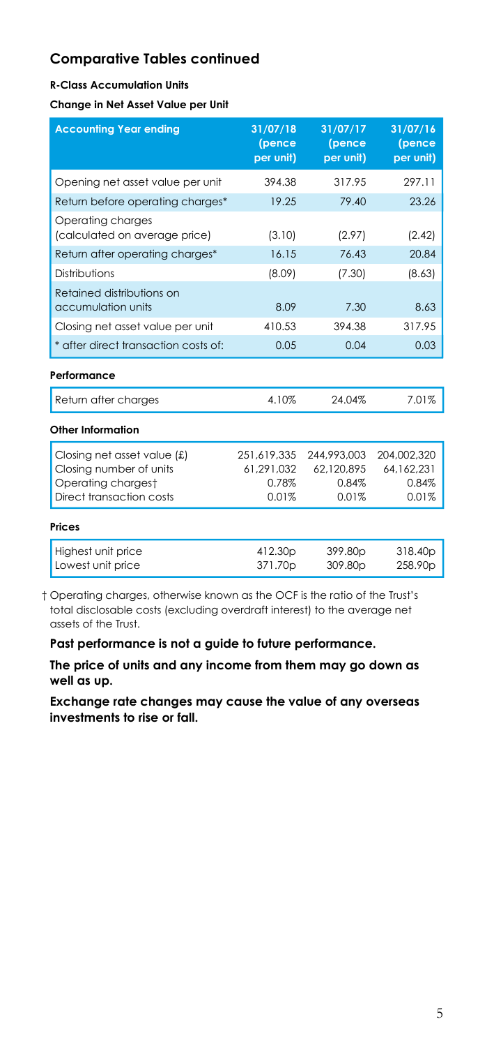## Comparative Tables continued

**R-Class Accumulation Units**

**Change in Net Asset Value per Unit**

| Accounting Year ending | 31/07/18 (pence per unit) | 31/07/17 (pence per unit) | 31/07/16 (pence per unit) |
|---|---|---|---|
| Opening net asset value per unit | 394.38 | 317.95 | 297.11 |
| Return before operating charges* | 19.25 | 79.40 | 23.26 |
| Operating charges (calculated on average price) | (3.10) | (2.97) | (2.42) |
| Return after operating charges* | 16.15 | 76.43 | 20.84 |
| Distributions | (8.09) | (7.30) | (8.63) |
| Retained distributions on accumulation units | 8.09 | 7.30 | 8.63 |
| Closing net asset value per unit | 410.53 | 394.38 | 317.95 |
| * after direct transaction costs of: | 0.05 | 0.04 | 0.03 |

**Performance**

| | | | |
|---|---|---|---|
| Return after charges | 4.10% | 24.04% | 7.01% |

**Other Information**

| | | | |
|---|---|---|---|
| Closing net asset value (£) | 251,619,335 | 244,993,003 | 204,002,320 |
| Closing number of units | 61,291,032 | 62,120,895 | 64,162,231 |
| Operating charges† | 0.78% | 0.84% | 0.84% |
| Direct transaction costs | 0.01% | 0.01% | 0.01% |

**Prices**

| | | | |
|---|---|---|---|
| Highest unit price | 412.30p | 399.80p | 318.40p |
| Lowest unit price | 371.70p | 309.80p | 258.90p |

† Operating charges, otherwise known as the OCF is the ratio of the Trust's total disclosable costs (excluding overdraft interest) to the average net assets of the Trust.

**Past performance is not a guide to future performance.**

**The price of units and any income from them may go down as well as up.**

**Exchange rate changes may cause the value of any overseas investments to rise or fall.**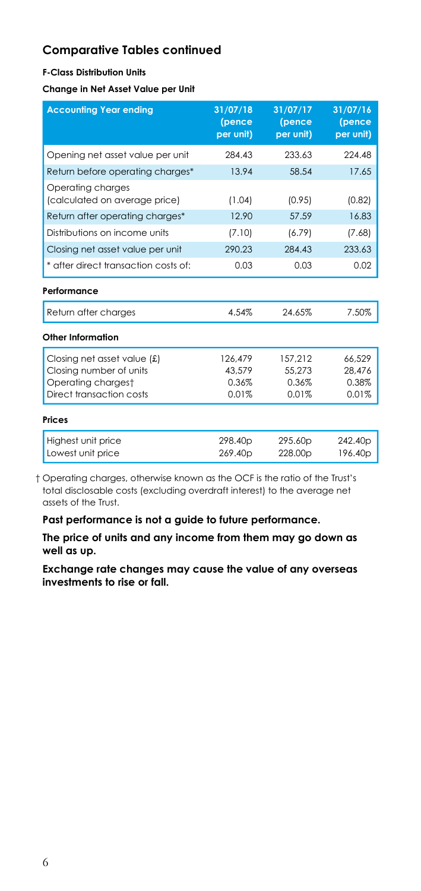## Comparative Tables continued

**F-Class Distribution Units**

**Change in Net Asset Value per Unit**

| Accounting Year ending | 31/07/18 (pence per unit) | 31/07/17 (pence per unit) | 31/07/16 (pence per unit) |
|---|---|---|---|
| Opening net asset value per unit | 284.43 | 233.63 | 224.48 |
| Return before operating charges* | 13.94 | 58.54 | 17.65 |
| Operating charges (calculated on average price) | (1.04) | (0.95) | (0.82) |
| Return after operating charges* | 12.90 | 57.59 | 16.83 |
| Distributions on income units | (7.10) | (6.79) | (7.68) |
| Closing net asset value per unit | 290.23 | 284.43 | 233.63 |
| * after direct transaction costs of: | 0.03 | 0.03 | 0.02 |

**Performance**

| | | | |
|---|---|---|---|
| Return after charges | 4.54% | 24.65% | 7.50% |

**Other Information**

| | | | |
|---|---|---|---|
| Closing net asset value (£) | 126,479 | 157,212 | 66,529 |
| Closing number of units | 43,579 | 55,273 | 28,476 |
| Operating charges† | 0.36% | 0.36% | 0.38% |
| Direct transaction costs | 0.01% | 0.01% | 0.01% |

**Prices**

| | | | |
|---|---|---|---|
| Highest unit price | 298.40p | 295.60p | 242.40p |
| Lowest unit price | 269.40p | 228.00p | 196.40p |

† Operating charges, otherwise known as the OCF is the ratio of the Trust's total disclosable costs (excluding overdraft interest) to the average net assets of the Trust.

**Past performance is not a guide to future performance.**

**The price of units and any income from them may go down as well as up.**

**Exchange rate changes may cause the value of any overseas investments to rise or fall.**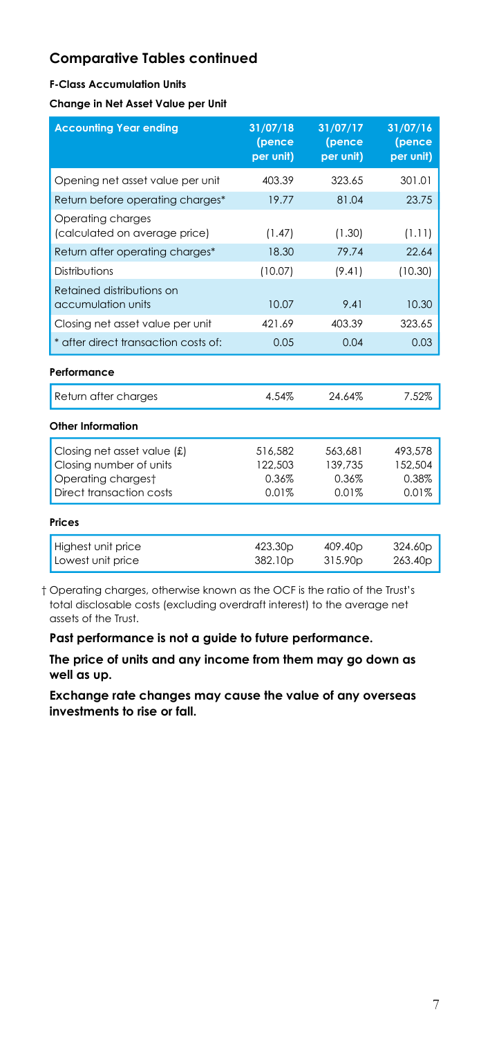## Comparative Tables continued

**F-Class Accumulation Units**

**Change in Net Asset Value per Unit**

| Accounting Year ending | 31/07/18 (pence per unit) | 31/07/17 (pence per unit) | 31/07/16 (pence per unit) |
|---|---|---|---|
| Opening net asset value per unit | 403.39 | 323.65 | 301.01 |
| Return before operating charges* | 19.77 | 81.04 | 23.75 |
| Operating charges (calculated on average price) | (1.47) | (1.30) | (1.11) |
| Return after operating charges* | 18.30 | 79.74 | 22.64 |
| Distributions | (10.07) | (9.41) | (10.30) |
| Retained distributions on accumulation units | 10.07 | 9.41 | 10.30 |
| Closing net asset value per unit | 421.69 | 403.39 | 323.65 |
| * after direct transaction costs of: | 0.05 | 0.04 | 0.03 |

**Performance**

| | | | |
|---|---|---|---|
| Return after charges | 4.54% | 24.64% | 7.52% |

**Other Information**

| | | | |
|---|---|---|---|
| Closing net asset value (£) | 516,582 | 563,681 | 493,578 |
| Closing number of units | 122,503 | 139,735 | 152,504 |
| Operating charges† | 0.36% | 0.36% | 0.38% |
| Direct transaction costs | 0.01% | 0.01% | 0.01% |

**Prices**

| | | | |
|---|---|---|---|
| Highest unit price | 423.30p | 409.40p | 324.60p |
| Lowest unit price | 382.10p | 315.90p | 263.40p |

† Operating charges, otherwise known as the OCF is the ratio of the Trust's total disclosable costs (excluding overdraft interest) to the average net assets of the Trust.

**Past performance is not a guide to future performance.**

**The price of units and any income from them may go down as well as up.**

**Exchange rate changes may cause the value of any overseas investments to rise or fall.**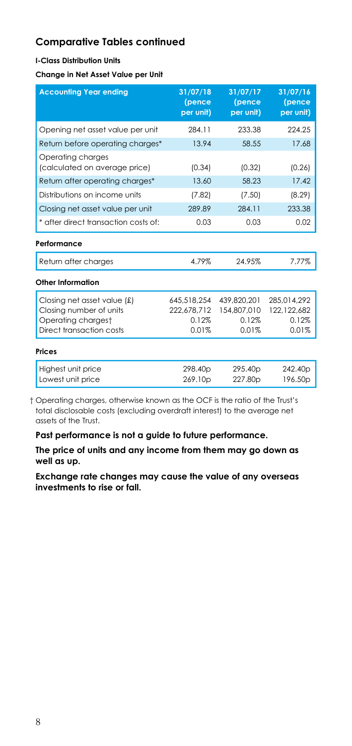## Comparative Tables continued

**I-Class Distribution Units**

**Change in Net Asset Value per Unit**

| Accounting Year ending | 31/07/18 (pence per unit) | 31/07/17 (pence per unit) | 31/07/16 (pence per unit) |
|---|---|---|---|
| Opening net asset value per unit | 284.11 | 233.38 | 224.25 |
| Return before operating charges* | 13.94 | 58.55 | 17.68 |
| Operating charges (calculated on average price) | (0.34) | (0.32) | (0.26) |
| Return after operating charges* | 13.60 | 58.23 | 17.42 |
| Distributions on income units | (7.82) | (7.50) | (8.29) |
| Closing net asset value per unit | 289.89 | 284.11 | 233.38 |
| * after direct transaction costs of: | 0.03 | 0.03 | 0.02 |
| **Performance** | | | |
| Return after charges | 4.79% | 24.95% | 7.77% |
| **Other Information** | | | |
| Closing net asset value (£) | 645,518,254 | 439,820,201 | 285,014,292 |
| Closing number of units | 222,678,712 | 154,807,010 | 122,122,682 |
| Operating charges† | 0.12% | 0.12% | 0.12% |
| Direct transaction costs | 0.01% | 0.01% | 0.01% |
| **Prices** | | | |
| Highest unit price | 298.40p | 295.40p | 242.40p |
| Lowest unit price | 269.10p | 227.80p | 196.50p |

† Operating charges, otherwise known as the OCF is the ratio of the Trust's total disclosable costs (excluding overdraft interest) to the average net assets of the Trust.

**Past performance is not a guide to future performance.**

**The price of units and any income from them may go down as well as up.**

**Exchange rate changes may cause the value of any overseas investments to rise or fall.**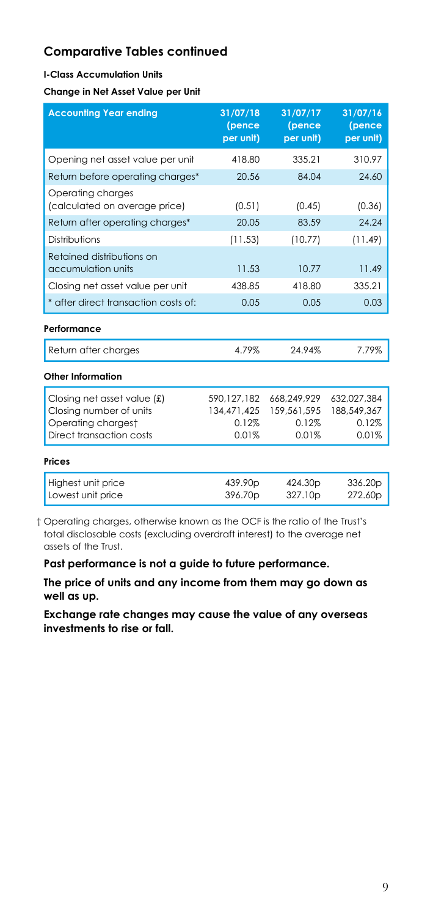## Comparative Tables continued

**I-Class Accumulation Units**

**Change in Net Asset Value per Unit**

| Accounting Year ending | 31/07/18 (pence per unit) | 31/07/17 (pence per unit) | 31/07/16 (pence per unit) |
|---|---|---|---|
| Opening net asset value per unit | 418.80 | 335.21 | 310.97 |
| Return before operating charges* | 20.56 | 84.04 | 24.60 |
| Operating charges (calculated on average price) | (0.51) | (0.45) | (0.36) |
| Return after operating charges* | 20.05 | 83.59 | 24.24 |
| Distributions | (11.53) | (10.77) | (11.49) |
| Retained distributions on accumulation units | 11.53 | 10.77 | 11.49 |
| Closing net asset value per unit | 438.85 | 418.80 | 335.21 |
| * after direct transaction costs of: | 0.05 | 0.05 | 0.03 |

**Performance**

| | | | |
|---|---|---|---|
| Return after charges | 4.79% | 24.94% | 7.79% |

**Other Information**

| | | | |
|---|---|---|---|
| Closing net asset value (£) | 590,127,182 | 668,249,929 | 632,027,384 |
| Closing number of units | 134,471,425 | 159,561,595 | 188,549,367 |
| Operating charges† | 0.12% | 0.12% | 0.12% |
| Direct transaction costs | 0.01% | 0.01% | 0.01% |

**Prices**

| | | | |
|---|---|---|---|
| Highest unit price | 439.90p | 424.30p | 336.20p |
| Lowest unit price | 396.70p | 327.10p | 272.60p |

† Operating charges, otherwise known as the OCF is the ratio of the Trust's total disclosable costs (excluding overdraft interest) to the average net assets of the Trust.

**Past performance is not a guide to future performance.**

**The price of units and any income from them may go down as well as up.**

**Exchange rate changes may cause the value of any overseas investments to rise or fall.**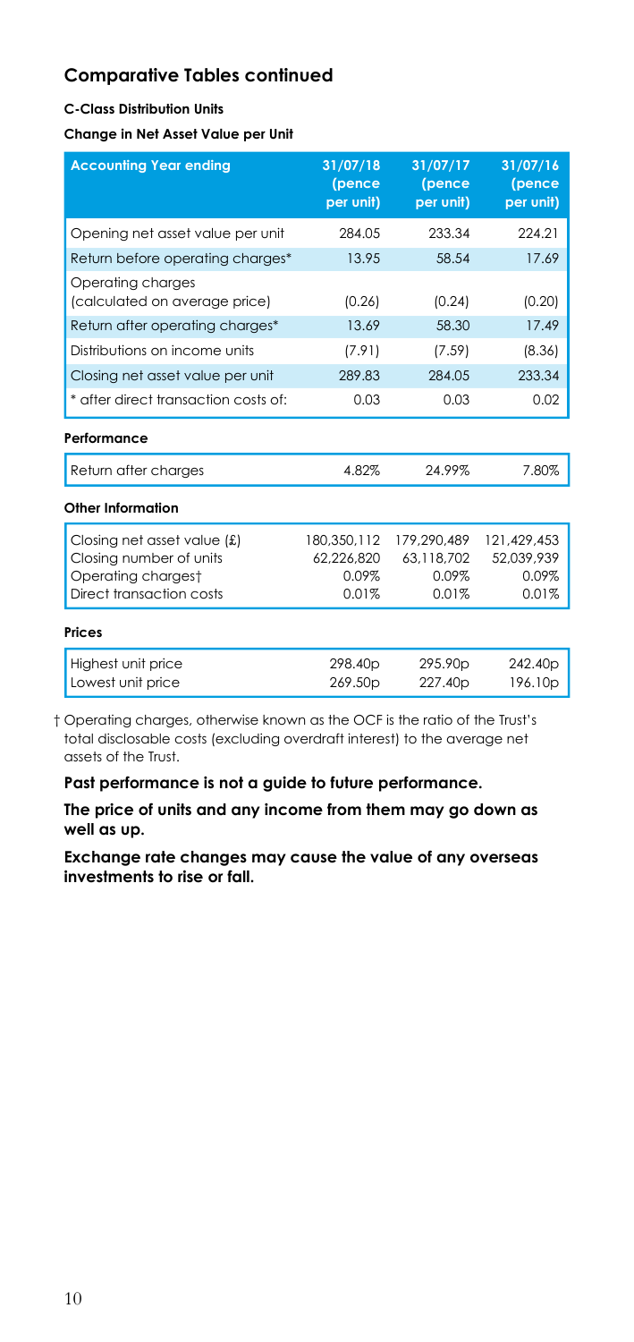## Comparative Tables continued

#### C-Class Distribution Units

#### Change in Net Asset Value per Unit

| Accounting Year ending | 31/07/18 (pence per unit) | 31/07/17 (pence per unit) | 31/07/16 (pence per unit) |
|---|---|---|---|
| Opening net asset value per unit | 284.05 | 233.34 | 224.21 |
| Return before operating charges* | 13.95 | 58.54 | 17.69 |
| Operating charges (calculated on average price) | (0.26) | (0.24) | (0.20) |
| Return after operating charges* | 13.69 | 58.30 | 17.49 |
| Distributions on income units | (7.91) | (7.59) | (8.36) |
| Closing net asset value per unit | 289.83 | 284.05 | 233.34 |
| * after direct transaction costs of: | 0.03 | 0.03 | 0.02 |
| **Performance** | | | |
| Return after charges | 4.82% | 24.99% | 7.80% |
| **Other Information** | | | |
| Closing net asset value (£) | 180,350,112 | 179,290,489 | 121,429,453 |
| Closing number of units | 62,226,820 | 63,118,702 | 52,039,939 |
| Operating charges† | 0.09% | 0.09% | 0.09% |
| Direct transaction costs | 0.01% | 0.01% | 0.01% |
| **Prices** | | | |
| Highest unit price | 298.40p | 295.90p | 242.40p |
| Lowest unit price | 269.50p | 227.40p | 196.10p |

† Operating charges, otherwise known as the OCF is the ratio of the Trust's total disclosable costs (excluding overdraft interest) to the average net assets of the Trust.

**Past performance is not a guide to future performance.**

**The price of units and any income from them may go down as well as up.**

**Exchange rate changes may cause the value of any overseas investments to rise or fall.**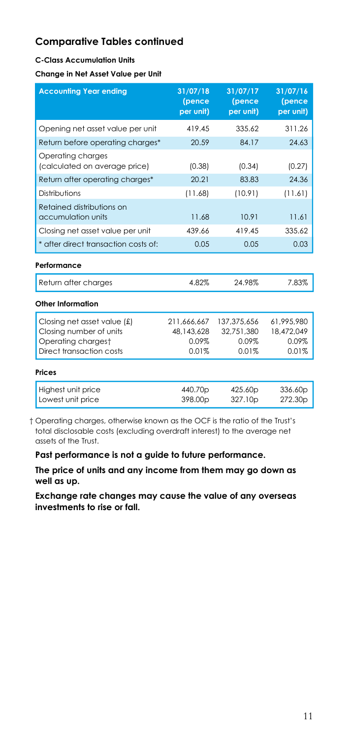## Comparative Tables continued

**C-Class Accumulation Units**

**Change in Net Asset Value per Unit**

| Accounting Year ending | 31/07/18 (pence per unit) | 31/07/17 (pence per unit) | 31/07/16 (pence per unit) |
|---|---|---|---|
| Opening net asset value per unit | 419.45 | 335.62 | 311.26 |
| Return before operating charges* | 20.59 | 84.17 | 24.63 |
| Operating charges (calculated on average price) | (0.38) | (0.34) | (0.27) |
| Return after operating charges* | 20.21 | 83.83 | 24.36 |
| Distributions | (11.68) | (10.91) | (11.61) |
| Retained distributions on accumulation units | 11.68 | 10.91 | 11.61 |
| Closing net asset value per unit | 439.66 | 419.45 | 335.62 |
| * after direct transaction costs of: | 0.05 | 0.05 | 0.03 |

**Performance**

| | | | |
|---|---|---|---|
| Return after charges | 4.82% | 24.98% | 7.83% |

**Other Information**

| | | | |
|---|---|---|---|
| Closing net asset value (£) | 211,666,667 | 137,375,656 | 61,995,980 |
| Closing number of units | 48,143,628 | 32,751,380 | 18,472,049 |
| Operating charges† | 0.09% | 0.09% | 0.09% |
| Direct transaction costs | 0.01% | 0.01% | 0.01% |

**Prices**

| | | | |
|---|---|---|---|
| Highest unit price | 440.70p | 425.60p | 336.60p |
| Lowest unit price | 398.00p | 327.10p | 272.30p |

† Operating charges, otherwise known as the OCF is the ratio of the Trust's total disclosable costs (excluding overdraft interest) to the average net assets of the Trust.

**Past performance is not a guide to future performance.**

**The price of units and any income from them may go down as well as up.**

**Exchange rate changes may cause the value of any overseas investments to rise or fall.**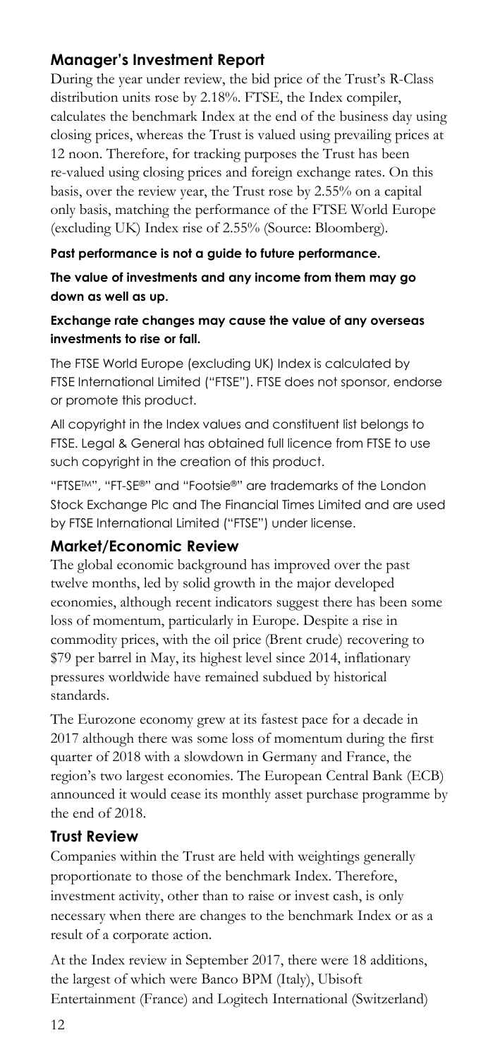## Manager's Investment Report

During the year under review, the bid price of the Trust's R-Class distribution units rose by 2.18%. FTSE, the Index compiler, calculates the benchmark Index at the end of the business day using closing prices, whereas the Trust is valued using prevailing prices at 12 noon. Therefore, for tracking purposes the Trust has been re-valued using closing prices and foreign exchange rates. On this basis, over the review year, the Trust rose by 2.55% on a capital only basis, matching the performance of the FTSE World Europe (excluding UK) Index rise of 2.55% (Source: Bloomberg).

**Past performance is not a guide to future performance.**

**The value of investments and any income from them may go down as well as up.**

**Exchange rate changes may cause the value of any overseas investments to rise or fall.**

The FTSE World Europe (excluding UK) Index is calculated by FTSE International Limited ("FTSE"). FTSE does not sponsor, endorse or promote this product.

All copyright in the Index values and constituent list belongs to FTSE. Legal & General has obtained full licence from FTSE to use such copyright in the creation of this product.

"FTSE™", "FT-SE®" and "Footsie®" are trademarks of the London Stock Exchange Plc and The Financial Times Limited and are used by FTSE International Limited ("FTSE") under license.

## Market/Economic Review

The global economic background has improved over the past twelve months, led by solid growth in the major developed economies, although recent indicators suggest there has been some loss of momentum, particularly in Europe. Despite a rise in commodity prices, with the oil price (Brent crude) recovering to $79 per barrel in May, its highest level since 2014, inflationary pressures worldwide have remained subdued by historical standards.

The Eurozone economy grew at its fastest pace for a decade in 2017 although there was some loss of momentum during the first quarter of 2018 with a slowdown in Germany and France, the region's two largest economies. The European Central Bank (ECB) announced it would cease its monthly asset purchase programme by the end of 2018.

## Trust Review

Companies within the Trust are held with weightings generally proportionate to those of the benchmark Index. Therefore, investment activity, other than to raise or invest cash, is only necessary when there are changes to the benchmark Index or as a result of a corporate action.

At the Index review in September 2017, there were 18 additions, the largest of which were Banco BPM (Italy), Ubisoft Entertainment (France) and Logitech International (Switzerland)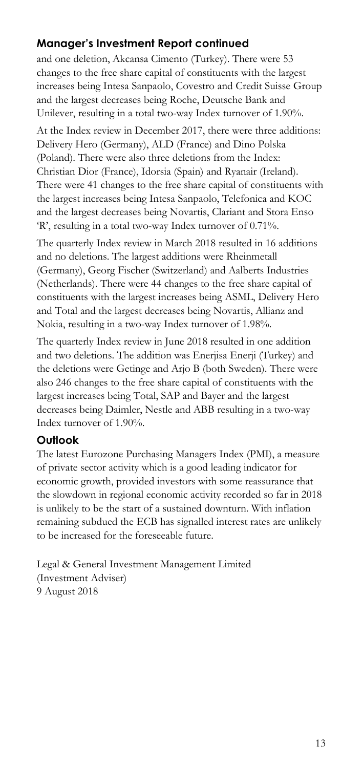## Manager's Investment Report continued

and one deletion, Akcansa Cimento (Turkey). There were 53 changes to the free share capital of constituents with the largest increases being Intesa Sanpaolo, Covestro and Credit Suisse Group and the largest decreases being Roche, Deutsche Bank and Unilever, resulting in a total two-way Index turnover of 1.90%.

At the Index review in December 2017, there were three additions: Delivery Hero (Germany), ALD (France) and Dino Polska (Poland). There were also three deletions from the Index: Christian Dior (France), Idorsia (Spain) and Ryanair (Ireland). There were 41 changes to the free share capital of constituents with the largest increases being Intesa Sanpaolo, Telefonica and KOC and the largest decreases being Novartis, Clariant and Stora Enso 'R', resulting in a total two-way Index turnover of 0.71%.

The quarterly Index review in March 2018 resulted in 16 additions and no deletions. The largest additions were Rheinmetall (Germany), Georg Fischer (Switzerland) and Aalberts Industries (Netherlands). There were 44 changes to the free share capital of constituents with the largest increases being ASML, Delivery Hero and Total and the largest decreases being Novartis, Allianz and Nokia, resulting in a two-way Index turnover of 1.98%.

The quarterly Index review in June 2018 resulted in one addition and two deletions. The addition was Enerjisa Enerji (Turkey) and the deletions were Getinge and Arjo B (both Sweden). There were also 246 changes to the free share capital of constituents with the largest increases being Total, SAP and Bayer and the largest decreases being Daimler, Nestle and ABB resulting in a two-way Index turnover of 1.90%.

### Outlook

The latest Eurozone Purchasing Managers Index (PMI), a measure of private sector activity which is a good leading indicator for economic growth, provided investors with some reassurance that the slowdown in regional economic activity recorded so far in 2018 is unlikely to be the start of a sustained downturn. With inflation remaining subdued the ECB has signalled interest rates are unlikely to be increased for the foreseeable future.

Legal & General Investment Management Limited
(Investment Adviser)
9 August 2018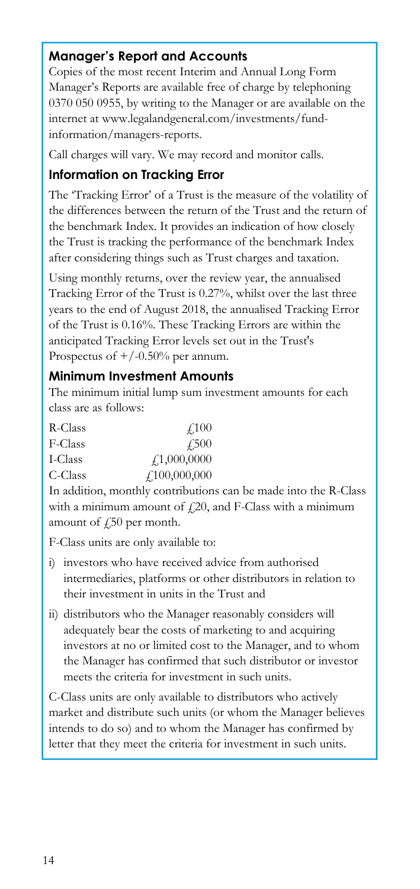## Manager's Report and Accounts

Copies of the most recent Interim and Annual Long Form Manager's Reports are available free of charge by telephoning 0370 050 0955, by writing to the Manager or are available on the internet at www.legalandgeneral.com/investments/fund-information/managers-reports.

Call charges will vary. We may record and monitor calls.

## Information on Tracking Error

The 'Tracking Error' of a Trust is the measure of the volatility of the differences between the return of the Trust and the return of the benchmark Index. It provides an indication of how closely the Trust is tracking the performance of the benchmark Index after considering things such as Trust charges and taxation.

Using monthly returns, over the review year, the annualised Tracking Error of the Trust is 0.27%, whilst over the last three years to the end of August 2018, the annualised Tracking Error of the Trust is 0.16%. These Tracking Errors are within the anticipated Tracking Error levels set out in the Trust's Prospectus of +/-0.50% per annum.

## Minimum Investment Amounts

The minimum initial lump sum investment amounts for each class are as follows:

| | |
|---|---|
| R-Class | £100 |
| F-Class | £500 |
| I-Class | £1,000,0000 |
| C-Class | £100,000,000 |

In addition, monthly contributions can be made into the R-Class with a minimum amount of £20, and F-Class with a minimum amount of £50 per month.

F-Class units are only available to:

i) investors who have received advice from authorised intermediaries, platforms or other distributors in relation to their investment in units in the Trust and

ii) distributors who the Manager reasonably considers will adequately bear the costs of marketing to and acquiring investors at no or limited cost to the Manager, and to whom the Manager has confirmed that such distributor or investor meets the criteria for investment in such units.

C-Class units are only available to distributors who actively market and distribute such units (or whom the Manager believes intends to do so) and to whom the Manager has confirmed by letter that they meet the criteria for investment in such units.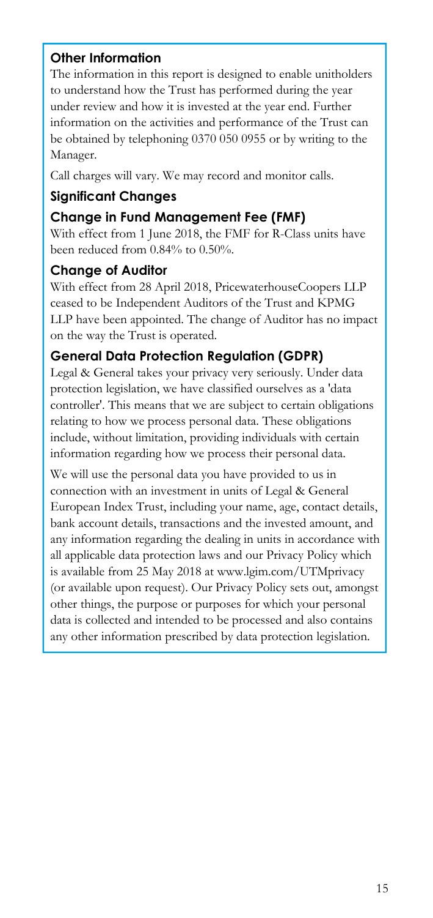## Other Information

The information in this report is designed to enable unitholders to understand how the Trust has performed during the year under review and how it is invested at the year end. Further information on the activities and performance of the Trust can be obtained by telephoning 0370 050 0955 or by writing to the Manager.

Call charges will vary. We may record and monitor calls.

## Significant Changes

### Change in Fund Management Fee (FMF)

With effect from 1 June 2018, the FMF for R-Class units have been reduced from 0.84% to 0.50%.

### Change of Auditor

With effect from 28 April 2018, PricewaterhouseCoopers LLP ceased to be Independent Auditors of the Trust and KPMG LLP have been appointed. The change of Auditor has no impact on the way the Trust is operated.

### General Data Protection Regulation (GDPR)

Legal & General takes your privacy very seriously. Under data protection legislation, we have classified ourselves as a 'data controller'. This means that we are subject to certain obligations relating to how we process personal data. These obligations include, without limitation, providing individuals with certain information regarding how we process their personal data.

We will use the personal data you have provided to us in connection with an investment in units of Legal & General European Index Trust, including your name, age, contact details, bank account details, transactions and the invested amount, and any information regarding the dealing in units in accordance with all applicable data protection laws and our Privacy Policy which is available from 25 May 2018 at www.lgim.com/UTMprivacy (or available upon request). Our Privacy Policy sets out, amongst other things, the purpose or purposes for which your personal data is collected and intended to be processed and also contains any other information prescribed by data protection legislation.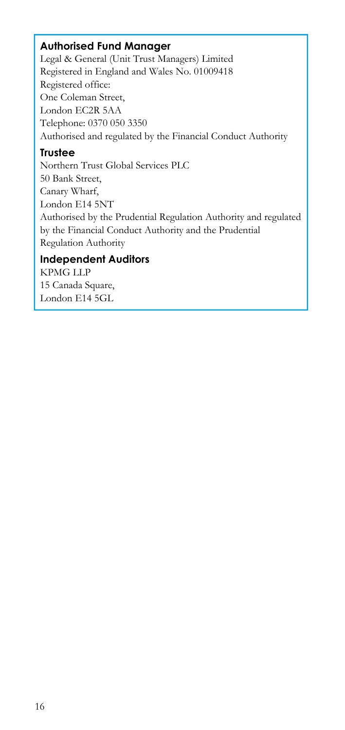### Authorised Fund Manager

Legal & General (Unit Trust Managers) Limited
Registered in England and Wales No. 01009418
Registered office:
One Coleman Street,
London EC2R 5AA
Telephone: 0370 050 3350
Authorised and regulated by the Financial Conduct Authority

### Trustee

Northern Trust Global Services PLC
50 Bank Street,
Canary Wharf,
London E14 5NT
Authorised by the Prudential Regulation Authority and regulated by the Financial Conduct Authority and the Prudential Regulation Authority

### Independent Auditors

KPMG LLP
15 Canada Square,
London E14 5GL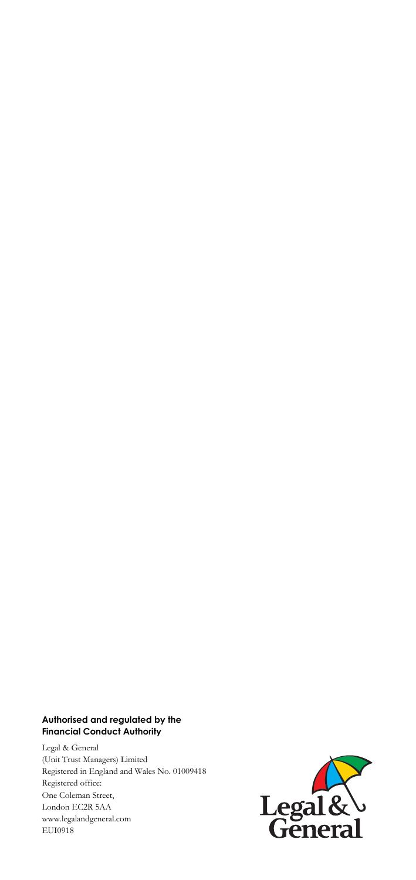**Authorised and regulated by the Financial Conduct Authority**

Legal & General
(Unit Trust Managers) Limited
Registered in England and Wales No. 01009418
Registered office:
One Coleman Street,
London EC2R 5AA
www.legalandgeneral.com
EUI0918